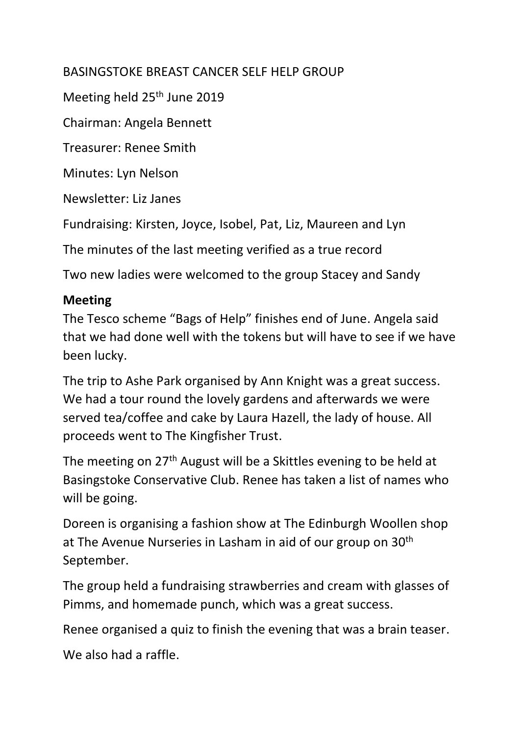BASINGSTOKE BREAST CANCER SELF HELP GROUP

Meeting held 25th June 2019

Chairman: Angela Bennett

Treasurer: Renee Smith

Minutes: Lyn Nelson

Newsletter: Liz Janes

Fundraising: Kirsten, Joyce, Isobel, Pat, Liz, Maureen and Lyn

The minutes of the last meeting verified as a true record

Two new ladies were welcomed to the group Stacey and Sandy

**Meeting**

The Tesco scheme "Bags of Help" finishes end of June. Angela said that we had done well with the tokens but will have to see if we have been lucky.

The trip to Ashe Park organised by Ann Knight was a great success. We had a tour round the lovely gardens and afterwards we were served tea/coffee and cake by Laura Hazell, the lady of house. All proceeds went to The Kingfisher Trust.

The meeting on 27th August will be a Skittles evening to be held at Basingstoke Conservative Club. Renee has taken a list of names who will be going.

Doreen is organising a fashion show at The Edinburgh Woollen shop at The Avenue Nurseries in Lasham in aid of our group on 30th September.

The group held a fundraising strawberries and cream with glasses of Pimms, and homemade punch, which was a great success.

Renee organised a quiz to finish the evening that was a brain teaser.

We also had a raffle.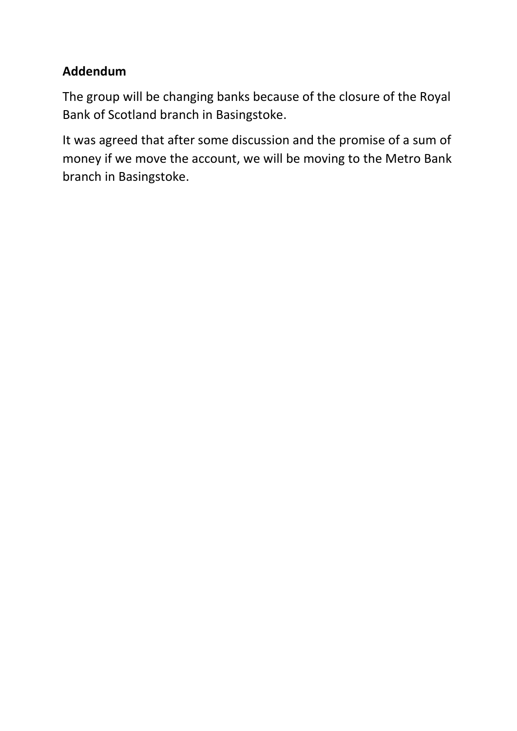**Addendum**

The group will be changing banks because of the closure of the Royal Bank of Scotland branch in Basingstoke.

It was agreed that after some discussion and the promise of a sum of money if we move the account, we will be moving to the Metro Bank branch in Basingstoke.